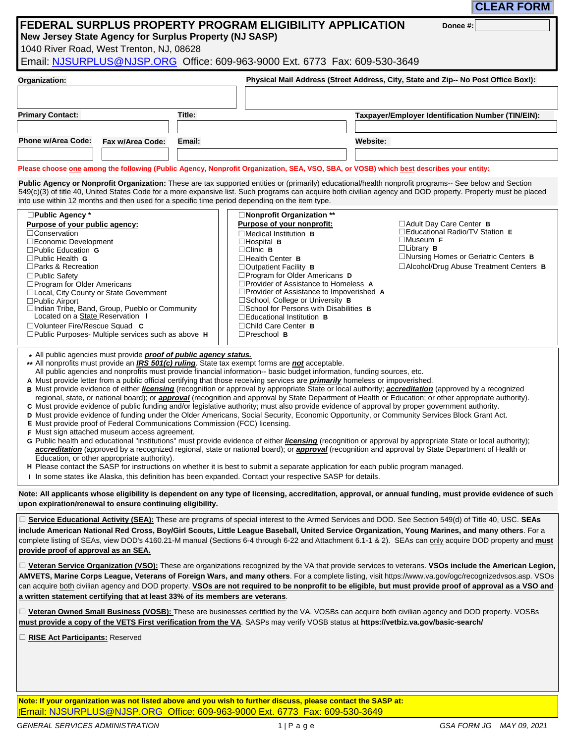CLEAR FORM

# FEDERAL SURPLUS PROPERTY PROGRAM ELIGIBILITY APPLICATION

**Donee #:**

**New Jersey State Agency for Surplus Property (NJ SASP)**

1040 River Road, West Trenton, NJ, 08628

Email: NJSURPLUS@NJSP.ORG Office: 609-963-9000 Ext. 6773 Fax: 609-530-3649

| **Organization:** | **Physical Mail Address (Street Address, City, State and Zip-- No Post Office Box!):** |
|---|---|
| | |

| **Primary Contact:** | **Title:** | **Taxpayer/Employer Identification Number (TIN/EIN):** |
|---|---|---|
| | | |

| **Phone w/Area Code:** | **Fax w/Area Code:** | **Email:** | **Website:** |
|---|---|---|---|
| | | | |

**Please choose one among the following (Public Agency, Nonprofit Organization, SEA, VSO, SBA, or VOSB) which best describes your entity:**

**Public Agency or Nonprofit Organization:** These are tax supported entities or (primarily) educational/health nonprofit programs-- See below and Section 549(c)(3) of title 40, United States Code for a more expansive list. Such programs can acquire both civilian agency and DOD property. Property must be placed into use within 12 months and then used for a specific time period depending on the item type.

☐**Public Agency ***

**Purpose of your public agency:**
- ☐Conservation
- ☐Economic Development
- ☐Public Education **G**
- ☐Public Health **G**
- ☐Parks & Recreation
- ☐Public Safety
- ☐Program for Older Americans
- ☐Local, City County or State Government
- ☐Public Airport
- ☐Indian Tribe, Band, Group, Pueblo or Community Located on a State Reservation **I**
- ☐Volunteer Fire/Rescue Squad **C**
- ☐Public Purposes- Multiple services such as above **H**

☐**Nonprofit Organization ****

**Purpose of your nonprofit:**
- ☐Medical Institution **B**
- ☐Hospital **B**
- ☐Clinic **B**
- ☐Health Center **B**
- ☐Outpatient Facility **B**
- ☐Program for Older Americans **D**
- ☐Provider of Assistance to Homeless **A**
- ☐Provider of Assistance to Impoverished **A**
- ☐School, College or University **B**
- ☐School for Persons with Disabilities **B**
- ☐Educational Institution **B**
- ☐Child Care Center **B**
- ☐Preschool **B**
- ☐Adult Day Care Center **B**
- ☐Educational Radio/TV Station **E**
- ☐Museum **F**
- ☐Library **B**
- ☐Nursing Homes or Geriatric Centers **B**
- ☐Alcohol/Drug Abuse Treatment Centers **B**

**\*** All public agencies must provide ***proof of public agency status.***
**\*\*** All nonprofits must provide an ***IRS 501(c) ruling***. State tax exempt forms are ***not*** acceptable.
All public agencies and nonprofits must provide financial information-- basic budget information, funding sources, etc.

- **A** Must provide letter from a public official certifying that those receiving services are ***primarily*** homeless or impoverished.
- **B** Must provide evidence of either ***licensing*** (recognition or approval by appropriate State or local authority; ***accreditation*** (approved by a recognized regional, state, or national board); or ***approval*** (recognition and approval by State Department of Health or Education; or other appropriate authority).
- **C** Must provide evidence of public funding and/or legislative authority; must also provide evidence of approval by proper government authority.
- **D** Must provide evidence of funding under the Older Americans, Social Security, Economic Opportunity, or Community Services Block Grant Act.
- **E** Must provide proof of Federal Communications Commission (FCC) licensing.
- **F** Must sign attached museum access agreement.
- **G** Public health and educational "institutions" must provide evidence of either ***licensing*** (recognition or approval by appropriate State or local authority); ***accreditation*** (approved by a recognized regional, state or national board); or ***approval*** (recognition and approval by State Department of Health or Education, or other appropriate authority).
- **H** Please contact the SASP for instructions on whether it is best to submit a separate application for each public program managed.
- **I** In some states like Alaska, this definition has been expanded. Contact your respective SASP for details.

**Note: All applicants whose eligibility is dependent on any type of licensing, accreditation, approval, or annual funding, must provide evidence of such upon expiration/renewal to ensure continuing eligibility.**

☐ **Service Educational Activity (SEA):** These are programs of special interest to the Armed Services and DOD. See Section 549(d) of Title 40, USC. **SEAs include American National Red Cross, Boy/Girl Scouts, Little League Baseball, United Service Organization, Young Marines, and many others**. For a complete listing of SEAs, view DOD's 4160.21-M manual (Sections 6-4 through 6-22 and Attachment 6.1-1 & 2). SEAs can only acquire DOD property and **must provide proof of approval as an SEA.**

☐ **Veteran Service Organization (VSO):** These are organizations recognized by the VA that provide services to veterans. **VSOs include the American Legion, AMVETS, Marine Corps League, Veterans of Foreign Wars, and many others**. For a complete listing, visit https://www.va.gov/ogc/recognizedvsos.asp. VSOs can acquire both civilian agency and DOD property. **VSOs are not required to be nonprofit to be eligible, but must provide proof of approval as a VSO and a written statement certifying that at least 33% of its members are veterans**.

☐ **Veteran Owned Small Business (VOSB):** These are businesses certified by the VA. VOSBs can acquire both civilian agency and DOD property. VOSBs **must provide a copy of the VETS First verification from the VA**. SASPs may verify VOSB status at **https://vetbiz.va.gov/basic-search/**

☐ **RISE Act Participants:** Reserved

**Note: If your organization was not listed above and you wish to further discuss, please contact the SASP at:**
[Email: NJSURPLUS@NJSP.ORG Office: 609-963-9000 Ext. 6773 Fax: 609-530-3649

GENERAL SERVICES ADMINISTRATION GSA FORM JG MAY 09, 2021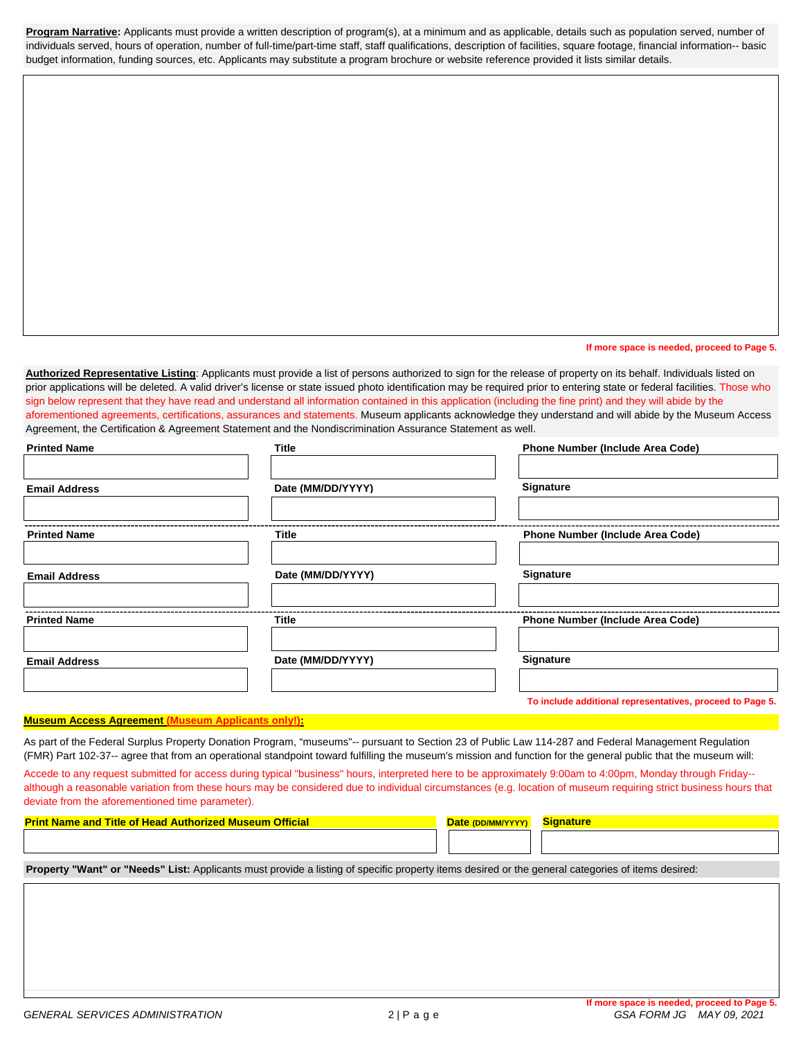**Program Narrative:** Applicants must provide a written description of program(s), at a minimum and as applicable, details such as population served, number of individuals served, hours of operation, number of full-time/part-time staff, staff qualifications, description of facilities, square footage, financial information-- basic budget information, funding sources, etc. Applicants may substitute a program brochure or website reference provided it lists similar details.

If more space is needed, proceed to Page 5.

**Authorized Representative Listing**: Applicants must provide a list of persons authorized to sign for the release of property on its behalf. Individuals listed on prior applications will be deleted. A valid driver's license or state issued photo identification may be required prior to entering state or federal facilities. Those who sign below represent that they have read and understand all information contained in this application (including the fine print) and they will abide by the aforementioned agreements, certifications, assurances and statements. Museum applicants acknowledge they understand and will abide by the Museum Access Agreement, the Certification & Agreement Statement and the Nondiscrimination Assurance Statement as well.

| Printed Name | Title | Phone Number (Include Area Code) |
|---|---|---|
| | | |
| **Email Address** | **Date (MM/DD/YYYY)** | **Signature** |
| | | |

| Printed Name | Title | Phone Number (Include Area Code) |
|---|---|---|
| | | |
| **Email Address** | **Date (MM/DD/YYYY)** | **Signature** |
| | | |

| Printed Name | Title | Phone Number (Include Area Code) |
|---|---|---|
| | | |
| **Email Address** | **Date (MM/DD/YYYY)** | **Signature** |
| | | |

To include additional representatives, proceed to Page 5.

**Museum Access Agreement (Museum Applicants only!):**

As part of the Federal Surplus Property Donation Program, "museums"-- pursuant to Section 23 of Public Law 114-287 and Federal Management Regulation (FMR) Part 102-37-- agree that from an operational standpoint toward fulfilling the museum's mission and function for the general public that the museum will:

Accede to any request submitted for access during typical "business" hours, interpreted here to be approximately 9:00am to 4:00pm, Monday through Friday-- although a reasonable variation from these hours may be considered due to individual circumstances (e.g. location of museum requiring strict business hours that deviate from the aforementioned time parameter).

| Print Name and Title of Head Authorized Museum Official | Date (DD/MM/YYYY) | Signature |
|---|---|---|
| | | |

**Property "Want" or "Needs" List:** Applicants must provide a listing of specific property items desired or the general categories of items desired:

If more space is needed, proceed to Page 5.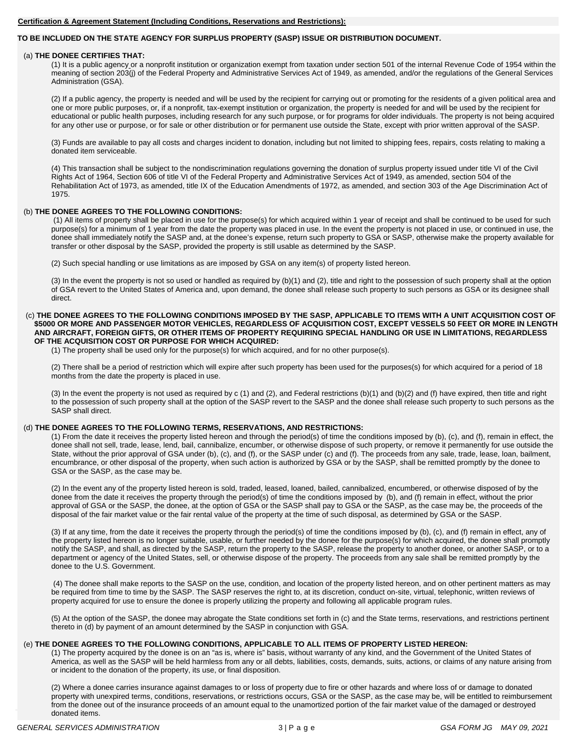**Certification & Agreement Statement (Including Conditions, Reservations and Restrictions):**

**TO BE INCLUDED ON THE STATE AGENCY FOR SURPLUS PROPERTY (SASP) ISSUE OR DISTRIBUTION DOCUMENT.**

(a) **THE DONEE CERTIFIES THAT:**

(1) It is a public agency or a nonprofit institution or organization exempt from taxation under section 501 of the internal Revenue Code of 1954 within the meaning of section 203(j) of the Federal Property and Administrative Services Act of 1949, as amended, and/or the regulations of the General Services Administration (GSA).

(2) If a public agency, the property is needed and will be used by the recipient for carrying out or promoting for the residents of a given political area and one or more public purposes, or, if a nonprofit, tax-exempt institution or organization, the property is needed for and will be used by the recipient for educational or public health purposes, including research for any such purpose, or for programs for older individuals. The property is not being acquired for any other use or purpose, or for sale or other distribution or for permanent use outside the State, except with prior written approval of the SASP.

(3) Funds are available to pay all costs and charges incident to donation, including but not limited to shipping fees, repairs, costs relating to making a donated item serviceable.

(4) This transaction shall be subject to the nondiscrimination regulations governing the donation of surplus property issued under title VI of the Civil Rights Act of 1964, Section 606 of title VI of the Federal Property and Administrative Services Act of 1949, as amended, section 504 of the Rehabilitation Act of 1973, as amended, title IX of the Education Amendments of 1972, as amended, and section 303 of the Age Discrimination Act of 1975.

(b) **THE DONEE AGREES TO THE FOLLOWING CONDITIONS:**

(1) All items of property shall be placed in use for the purpose(s) for which acquired within 1 year of receipt and shall be continued to be used for such purpose(s) for a minimum of 1 year from the date the property was placed in use. In the event the property is not placed in use, or continued in use, the donee shall immediately notify the SASP and, at the donee's expense, return such property to GSA or SASP, otherwise make the property available for transfer or other disposal by the SASP, provided the property is still usable as determined by the SASP.

(2) Such special handling or use limitations as are imposed by GSA on any item(s) of property listed hereon.

(3) In the event the property is not so used or handled as required by (b)(1) and (2), title and right to the possession of such property shall at the option of GSA revert to the United States of America and, upon demand, the donee shall release such property to such persons as GSA or its designee shall direct.

(c) **THE DONEE AGREES TO THE FOLLOWING CONDITIONS IMPOSED BY THE SASP, APPLICABLE TO ITEMS WITH A UNIT ACQUISITION COST OF $5000 OR MORE AND PASSENGER MOTOR VEHICLES, REGARDLESS OF ACQUISITION COST, EXCEPT VESSELS 50 FEET OR MORE IN LENGTH AND AIRCRAFT, FOREIGN GIFTS, OR OTHER ITEMS OF PROPERTY REQUIRING SPECIAL HANDLING OR USE IN LIMITATIONS, REGARDLESS OF THE ACQUISITION COST OR PURPOSE FOR WHICH ACQUIRED:**

(1) The property shall be used only for the purpose(s) for which acquired, and for no other purpose(s).

(2) There shall be a period of restriction which will expire after such property has been used for the purposes(s) for which acquired for a period of 18 months from the date the property is placed in use.

(3) In the event the property is not used as required by c (1) and (2), and Federal restrictions (b)(1) and (b)(2) and (f) have expired, then title and right to the possession of such property shall at the option of the SASP revert to the SASP and the donee shall release such property to such persons as the SASP shall direct.

(d) **THE DONEE AGREES TO THE FOLLOWING TERMS, RESERVATIONS, AND RESTRICTIONS:**

(1) From the date it receives the property listed hereon and through the period(s) of time the conditions imposed by (b), (c), and (f), remain in effect, the donee shall not sell, trade, lease, lend, bail, cannibalize, encumber, or otherwise dispose of such property, or remove it permanently for use outside the State, without the prior approval of GSA under (b), (c), and (f), or the SASP under (c) and (f). The proceeds from any sale, trade, lease, loan, bailment, encumbrance, or other disposal of the property, when such action is authorized by GSA or by the SASP, shall be remitted promptly by the donee to GSA or the SASP, as the case may be.

(2) In the event any of the property listed hereon is sold, traded, leased, loaned, bailed, cannibalized, encumbered, or otherwise disposed of by the donee from the date it receives the property through the period(s) of time the conditions imposed by (b), and (f) remain in effect, without the prior approval of GSA or the SASP, the donee, at the option of GSA or the SASP shall pay to GSA or the SASP, as the case may be, the proceeds of the disposal of the fair market value or the fair rental value of the property at the time of such disposal, as determined by GSA or the SASP.

(3) If at any time, from the date it receives the property through the period(s) of time the conditions imposed by (b), (c), and (f) remain in effect, any of the property listed hereon is no longer suitable, usable, or further needed by the donee for the purpose(s) for which acquired, the donee shall promptly notify the SASP, and shall, as directed by the SASP, return the property to the SASP, release the property to another donee, or another SASP, or to a department or agency of the United States, sell, or otherwise dispose of the property. The proceeds from any sale shall be remitted promptly by the donee to the U.S. Government.

(4) The donee shall make reports to the SASP on the use, condition, and location of the property listed hereon, and on other pertinent matters as may be required from time to time by the SASP. The SASP reserves the right to, at its discretion, conduct on-site, virtual, telephonic, written reviews of property acquired for use to ensure the donee is properly utilizing the property and following all applicable program rules.

(5) At the option of the SASP, the donee may abrogate the State conditions set forth in (c) and the State terms, reservations, and restrictions pertinent thereto in (d) by payment of an amount determined by the SASP in conjunction with GSA.

(e) **THE DONEE AGREES TO THE FOLLOWING CONDITIONS, APPLICABLE TO ALL ITEMS OF PROPERTY LISTED HEREON:**

(1) The property acquired by the donee is on an "as is, where is" basis, without warranty of any kind, and the Government of the United States of America, as well as the SASP will be held harmless from any or all debts, liabilities, costs, demands, suits, actions, or claims of any nature arising from or incident to the donation of the property, its use, or final disposition.

(2) Where a donee carries insurance against damages to or loss of property due to fire or other hazards and where loss of or damage to donated property with unexpired terms, conditions, reservations, or restrictions occurs, GSA or the SASP, as the case may be, will be entitled to reimbursement from the donee out of the insurance proceeds of an amount equal to the unamortized portion of the fair market value of the damaged or destroyed donated items.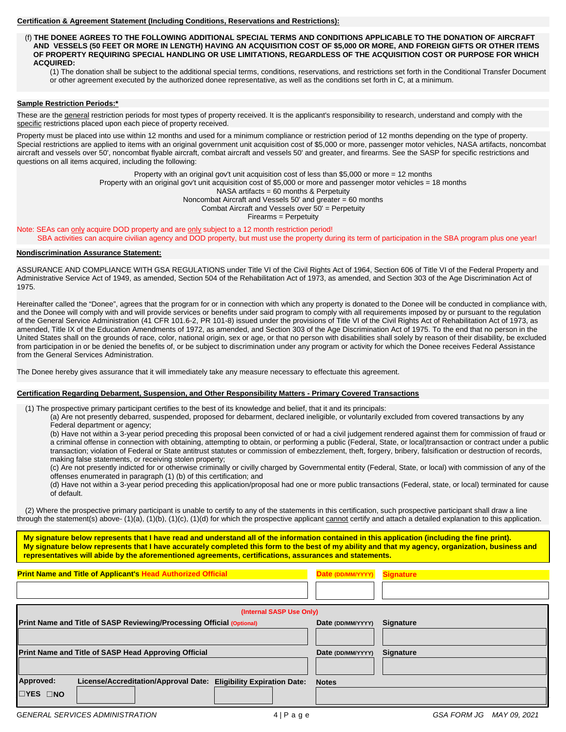**Certification & Agreement Statement (Including Conditions, Reservations and Restrictions):**

(f) **THE DONEE AGREES TO THE FOLLOWING ADDITIONAL SPECIAL TERMS AND CONDITIONS APPLICABLE TO THE DONATION OF AIRCRAFT AND VESSELS (50 FEET OR MORE IN LENGTH) HAVING AN ACQUISITION COST OF $5,000 OR MORE, AND FOREIGN GIFTS OR OTHER ITEMS OF PROPERTY REQUIRING SPECIAL HANDLING OR USE LIMITATIONS, REGARDLESS OF THE ACQUISITION COST OR PURPOSE FOR WHICH ACQUIRED:**

(1) The donation shall be subject to the additional special terms, conditions, reservations, and restrictions set forth in the Conditional Transfer Document or other agreement executed by the authorized donee representative, as well as the conditions set forth in C, at a minimum.

**Sample Restriction Periods:***

These are the general restriction periods for most types of property received. It is the applicant's responsibility to research, understand and comply with the specific restrictions placed upon each piece of property received.

Property must be placed into use within 12 months and used for a minimum compliance or restriction period of 12 months depending on the type of property. Special restrictions are applied to items with an original government unit acquisition cost of $5,000 or more, passenger motor vehicles, NASA artifacts, noncombat aircraft and vessels over 50', noncombat flyable aircraft, combat aircraft and vessels 50' and greater, and firearms. See the SASP for specific restrictions and questions on all items acquired, including the following:

Property with an original gov't unit acquisition cost of less than $5,000 or more = 12 months
Property with an original gov't unit acquisition cost of $5,000 or more and passenger motor vehicles = 18 months
NASA artifacts = 60 months & Perpetuity
Noncombat Aircraft and Vessels 50' and greater = 60 months
Combat Aircraft and Vessels over 50' = Perpetuity
Firearms = Perpetuity

Note: SEAs can only acquire DOD property and are only subject to a 12 month restriction period!
SBA activities can acquire civilian agency and DOD property, but must use the property during its term of participation in the SBA program plus one year!

**Nondiscrimination Assurance Statement:**

ASSURANCE AND COMPLIANCE WITH GSA REGULATIONS under Title VI of the Civil Rights Act of 1964, Section 606 of Title VI of the Federal Property and Administrative Service Act of 1949, as amended, Section 504 of the Rehabilitation Act of 1973, as amended, and Section 303 of the Age Discrimination Act of 1975.

Hereinafter called the "Donee", agrees that the program for or in connection with which any property is donated to the Donee will be conducted in compliance with, and the Donee will comply with and will provide services or benefits under said program to comply with all requirements imposed by or pursuant to the regulation of the General Service Administration (41 CFR 101.6-2, PR 101-8) issued under the provisions of Title VI of the Civil Rights Act of Rehabilitation Act of 1973, as amended, Title IX of the Education Amendments of 1972, as amended, and Section 303 of the Age Discrimination Act of 1975. To the end that no person in the United States shall on the grounds of race, color, national origin, sex or age, or that no person with disabilities shall solely by reason of their disability, be excluded from participation in or be denied the benefits of, or be subject to discrimination under any program or activity for which the Donee receives Federal Assistance from the General Services Administration.

The Donee hereby gives assurance that it will immediately take any measure necessary to effectuate this agreement.

**Certification Regarding Debarment, Suspension, and Other Responsibility Matters - Primary Covered Transactions**

(1) The prospective primary participant certifies to the best of its knowledge and belief, that it and its principals:

(a) Are not presently debarred, suspended, proposed for debarment, declared ineligible, or voluntarily excluded from covered transactions by any Federal department or agency;

(b) Have not within a 3-year period preceding this proposal been convicted of or had a civil judgement rendered against them for commission of fraud or a criminal offense in connection with obtaining, attempting to obtain, or performing a public (Federal, State, or local)transaction or contract under a public transaction; violation of Federal or State antitrust statutes or commission of embezzlement, theft, forgery, bribery, falsification or destruction of records, making false statements, or receiving stolen property;

(c) Are not presently indicted for or otherwise criminally or civilly charged by Governmental entity (Federal, State, or local) with commission of any of the offenses enumerated in paragraph (1) (b) of this certification; and

(d) Have not within a 3-year period preceding this application/proposal had one or more public transactions (Federal, state, or local) terminated for cause of default.

(2) Where the prospective primary participant is unable to certify to any of the statements in this certification, such prospective participant shall draw a line through the statement(s) above- (1)(a), (1)(b), (1)(c), (1)(d) for which the prospective applicant cannot certify and attach a detailed explanation to this application.

**My signature below represents that I have read and understand all of the information contained in this application (including the fine print). My signature below represents that I have accurately completed this form to the best of my ability and that my agency, organization, business and representatives will abide by the aforementioned agreements, certifications, assurances and statements.**

| Print Name and Title of Applicant's Head Authorized Official | Date (DD/MM/YYYY) | Signature |
|---|---|---|
| | | |

**(Internal SASP Use Only)**

| Print Name and Title of SASP Reviewing/Processing Official (Optional) | Date (DD/MM/YYYY) | Signature |
|---|---|---|
| | | |
| **Print Name and Title of SASP Head Approving Official** | **Date (DD/MM/YYYY)** | **Signature** |
| | | |

| Approved: | License/Accreditation/Approval Date: | Eligibility Expiration Date: | Notes |
|---|---|---|---|
| ☐YES ☐NO | | | |

GSA FORM JG MAY 09, 2021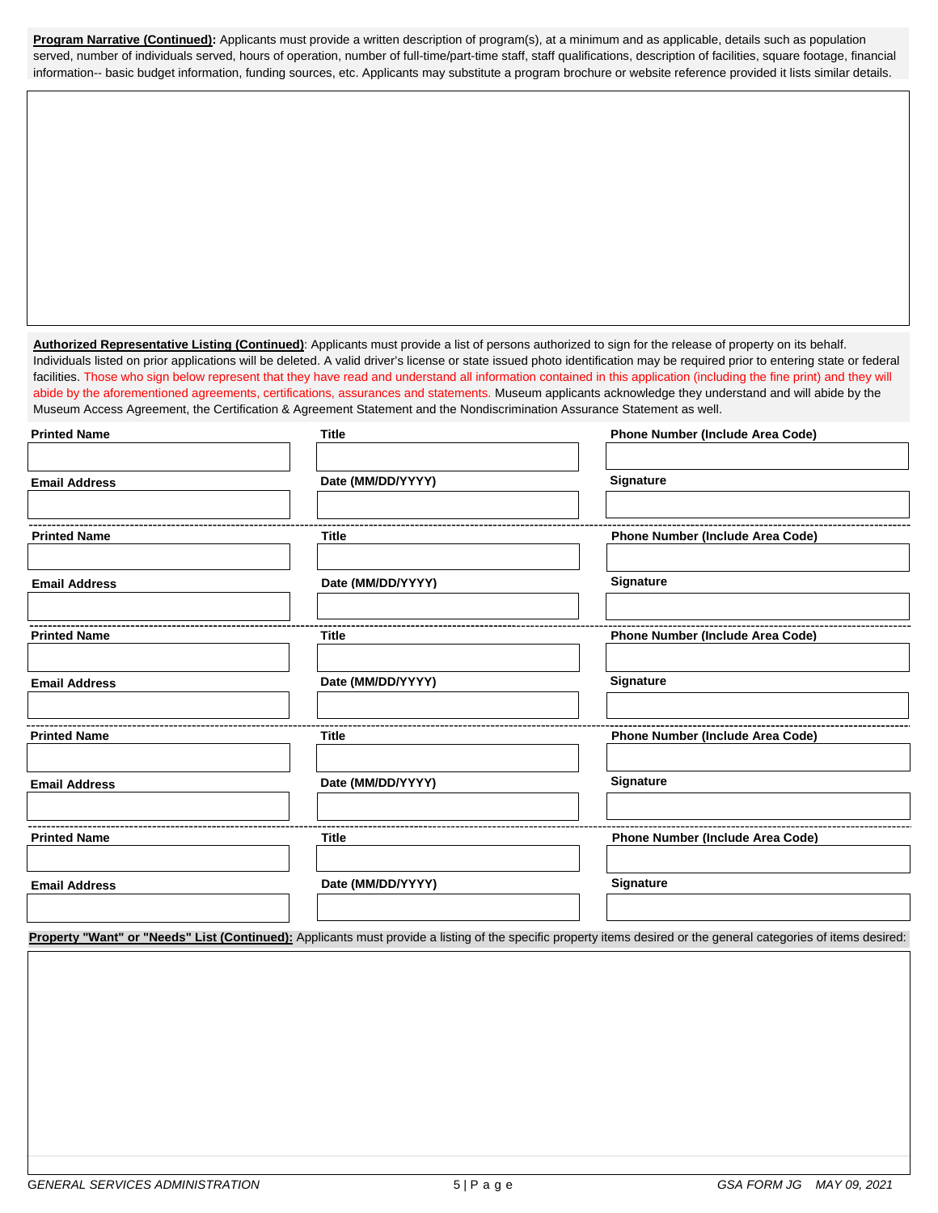**Program Narrative (Continued):** Applicants must provide a written description of program(s), at a minimum and as applicable, details such as population served, number of individuals served, hours of operation, number of full-time/part-time staff, staff qualifications, description of facilities, square footage, financial information-- basic budget information, funding sources, etc. Applicants may substitute a program brochure or website reference provided it lists similar details.

**Authorized Representative Listing (Continued):** Applicants must provide a list of persons authorized to sign for the release of property on its behalf. Individuals listed on prior applications will be deleted. A valid driver's license or state issued photo identification may be required prior to entering state or federal facilities. Those who sign below represent that they have read and understand all information contained in this application (including the fine print) and they will abide by the aforementioned agreements, certifications, assurances and statements. Museum applicants acknowledge they understand and will abide by the Museum Access Agreement, the Certification & Agreement Statement and the Nondiscrimination Assurance Statement as well.

| Printed Name | Title | Phone Number (Include Area Code) |
|---|---|---|
| | | |
| **Email Address** | **Date (MM/DD/YYYY)** | **Signature** |
| | | |

| Printed Name | Title | Phone Number (Include Area Code) |
|---|---|---|
| | | |
| **Email Address** | **Date (MM/DD/YYYY)** | **Signature** |
| | | |

| Printed Name | Title | Phone Number (Include Area Code) |
|---|---|---|
| | | |
| **Email Address** | **Date (MM/DD/YYYY)** | **Signature** |
| | | |

| Printed Name | Title | Phone Number (Include Area Code) |
|---|---|---|
| | | |
| **Email Address** | **Date (MM/DD/YYYY)** | **Signature** |
| | | |

| Printed Name | Title | Phone Number (Include Area Code) |
|---|---|---|
| | | |
| **Email Address** | **Date (MM/DD/YYYY)** | **Signature** |
| | | |

**Property "Want" or "Needs" List (Continued):** Applicants must provide a listing of the specific property items desired or the general categories of items desired: